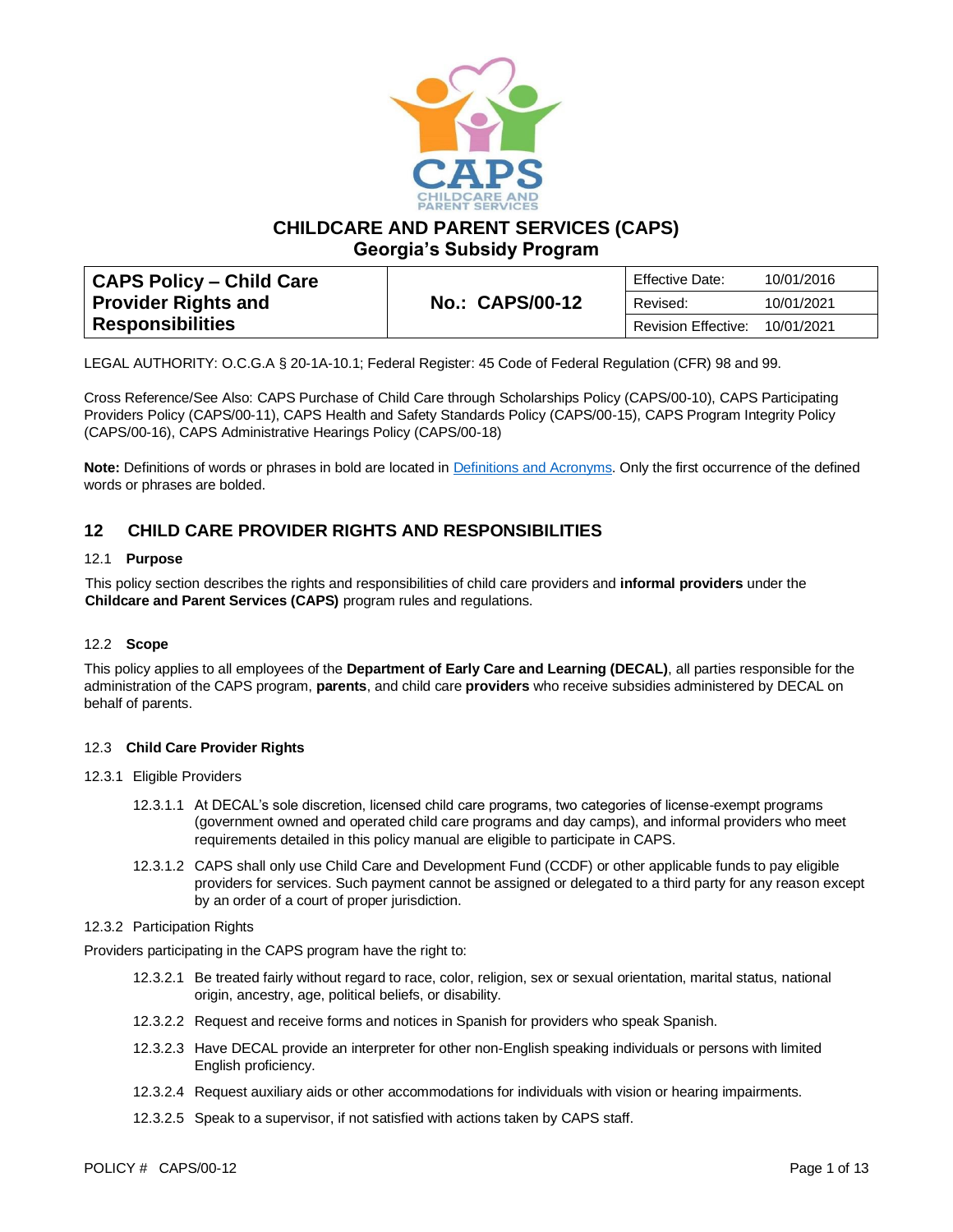# CHILDCARE AND PARENT SERVICES (CAPS)
## Georgia's Subsidy Program

| CAPS Policy – Child Care Provider Rights and Responsibilities | No.: CAPS/00-12 | Effective Date: | 10/01/2016 |
|---|---|---|---|
| | | Revised: | 10/01/2021 |
| | | Revision Effective: | 10/01/2021 |

LEGAL AUTHORITY: O.C.G.A § 20-1A-10.1; Federal Register: 45 Code of Federal Regulation (CFR) 98 and 99.

Cross Reference/See Also: CAPS Purchase of Child Care through Scholarships Policy (CAPS/00-10), CAPS Participating Providers Policy (CAPS/00-11), CAPS Health and Safety Standards Policy (CAPS/00-15), CAPS Program Integrity Policy (CAPS/00-16), CAPS Administrative Hearings Policy (CAPS/00-18)

**Note:** Definitions of words or phrases in bold are located in Definitions and Acronyms. Only the first occurrence of the defined words or phrases are bolded.

## 12 CHILD CARE PROVIDER RIGHTS AND RESPONSIBILITIES

### 12.1 Purpose

This policy section describes the rights and responsibilities of child care providers and **informal providers** under the **Childcare and Parent Services (CAPS)** program rules and regulations.

### 12.2 Scope

This policy applies to all employees of the **Department of Early Care and Learning (DECAL)**, all parties responsible for the administration of the CAPS program, **parents**, and child care **providers** who receive subsidies administered by DECAL on behalf of parents.

### 12.3 Child Care Provider Rights

12.3.1 Eligible Providers

- 12.3.1.1 At DECAL's sole discretion, licensed child care programs, two categories of license-exempt programs (government owned and operated child care programs and day camps), and informal providers who meet requirements detailed in this policy manual are eligible to participate in CAPS.
- 12.3.1.2 CAPS shall only use Child Care and Development Fund (CCDF) or other applicable funds to pay eligible providers for services. Such payment cannot be assigned or delegated to a third party for any reason except by an order of a court of proper jurisdiction.

12.3.2 Participation Rights

Providers participating in the CAPS program have the right to:

- 12.3.2.1 Be treated fairly without regard to race, color, religion, sex or sexual orientation, marital status, national origin, ancestry, age, political beliefs, or disability.
- 12.3.2.2 Request and receive forms and notices in Spanish for providers who speak Spanish.
- 12.3.2.3 Have DECAL provide an interpreter for other non-English speaking individuals or persons with limited English proficiency.
- 12.3.2.4 Request auxiliary aids or other accommodations for individuals with vision or hearing impairments.
- 12.3.2.5 Speak to a supervisor, if not satisfied with actions taken by CAPS staff.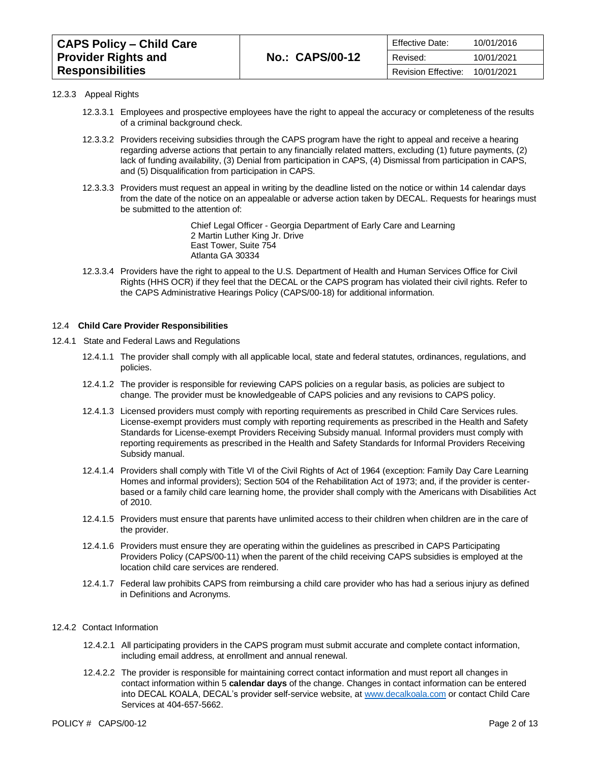12.3.3 Appeal Rights

12.3.3.1 Employees and prospective employees have the right to appeal the accuracy or completeness of the results of a criminal background check.

12.3.3.2 Providers receiving subsidies through the CAPS program have the right to appeal and receive a hearing regarding adverse actions that pertain to any financially related matters, excluding (1) future payments, (2) lack of funding availability, (3) Denial from participation in CAPS, (4) Dismissal from participation in CAPS, and (5) Disqualification from participation in CAPS.

12.3.3.3 Providers must request an appeal in writing by the deadline listed on the notice or within 14 calendar days from the date of the notice on an appealable or adverse action taken by DECAL. Requests for hearings must be submitted to the attention of:

> Chief Legal Officer - Georgia Department of Early Care and Learning
> 2 Martin Luther King Jr. Drive
> East Tower, Suite 754
> Atlanta GA 30334

12.3.3.4 Providers have the right to appeal to the U.S. Department of Health and Human Services Office for Civil Rights (HHS OCR) if they feel that the DECAL or the CAPS program has violated their civil rights. Refer to the CAPS Administrative Hearings Policy (CAPS/00-18) for additional information.

## 12.4 **Child Care Provider Responsibilities**

12.4.1 State and Federal Laws and Regulations

12.4.1.1 The provider shall comply with all applicable local, state and federal statutes, ordinances, regulations, and policies.

12.4.1.2 The provider is responsible for reviewing CAPS policies on a regular basis, as policies are subject to change. The provider must be knowledgeable of CAPS policies and any revisions to CAPS policy.

12.4.1.3 Licensed providers must comply with reporting requirements as prescribed in Child Care Services rules. License-exempt providers must comply with reporting requirements as prescribed in the Health and Safety Standards for License-exempt Providers Receiving Subsidy manual. Informal providers must comply with reporting requirements as prescribed in the Health and Safety Standards for Informal Providers Receiving Subsidy manual.

12.4.1.4 Providers shall comply with Title VI of the Civil Rights of Act of 1964 (exception: Family Day Care Learning Homes and informal providers); Section 504 of the Rehabilitation Act of 1973; and, if the provider is center-based or a family child care learning home, the provider shall comply with the Americans with Disabilities Act of 2010.

12.4.1.5 Providers must ensure that parents have unlimited access to their children when children are in the care of the provider.

12.4.1.6 Providers must ensure they are operating within the guidelines as prescribed in CAPS Participating Providers Policy (CAPS/00-11) when the parent of the child receiving CAPS subsidies is employed at the location child care services are rendered.

12.4.1.7 Federal law prohibits CAPS from reimbursing a child care provider who has had a serious injury as defined in Definitions and Acronyms.

12.4.2 Contact Information

12.4.2.1 All participating providers in the CAPS program must submit accurate and complete contact information, including email address, at enrollment and annual renewal.

12.4.2.2 The provider is responsible for maintaining correct contact information and must report all changes in contact information within 5 **calendar days** of the change. Changes in contact information can be entered into DECAL KOALA, DECAL's provider self-service website, at www.decalkoala.com or contact Child Care Services at 404-657-5662.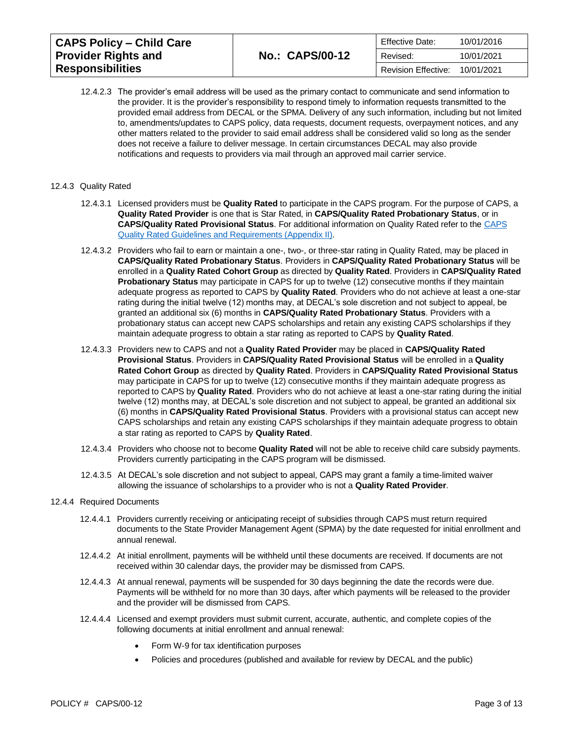12.4.2.3 The provider's email address will be used as the primary contact to communicate and send information to the provider. It is the provider's responsibility to respond timely to information requests transmitted to the provided email address from DECAL or the SPMA. Delivery of any such information, including but not limited to, amendments/updates to CAPS policy, data requests, document requests, overpayment notices, and any other matters related to the provider to said email address shall be considered valid so long as the sender does not receive a failure to deliver message. In certain circumstances DECAL may also provide notifications and requests to providers via mail through an approved mail carrier service.

12.4.3 Quality Rated

12.4.3.1 Licensed providers must be **Quality Rated** to participate in the CAPS program. For the purpose of CAPS, a **Quality Rated Provider** is one that is Star Rated, in **CAPS/Quality Rated Probationary Status**, or in **CAPS/Quality Rated Provisional Status**. For additional information on Quality Rated refer to the [CAPS Quality Rated Guidelines and Requirements (Appendix II)].

12.4.3.2 Providers who fail to earn or maintain a one-, two-, or three-star rating in Quality Rated, may be placed in **CAPS/Quality Rated Probationary Status**. Providers in **CAPS/Quality Rated Probationary Status** will be enrolled in a **Quality Rated Cohort Group** as directed by **Quality Rated**. Providers in **CAPS/Quality Rated Probationary Status** may participate in CAPS for up to twelve (12) consecutive months if they maintain adequate progress as reported to CAPS by **Quality Rated**. Providers who do not achieve at least a one-star rating during the initial twelve (12) months may, at DECAL's sole discretion and not subject to appeal, be granted an additional six (6) months in **CAPS/Quality Rated Probationary Status**. Providers with a probationary status can accept new CAPS scholarships and retain any existing CAPS scholarships if they maintain adequate progress to obtain a star rating as reported to CAPS by **Quality Rated**.

12.4.3.3 Providers new to CAPS and not a **Quality Rated Provider** may be placed in **CAPS/Quality Rated Provisional Status**. Providers in **CAPS/Quality Rated Provisional Status** will be enrolled in a **Quality Rated Cohort Group** as directed by **Quality Rated**. Providers in **CAPS/Quality Rated Provisional Status** may participate in CAPS for up to twelve (12) consecutive months if they maintain adequate progress as reported to CAPS by **Quality Rated**. Providers who do not achieve at least a one-star rating during the initial twelve (12) months may, at DECAL's sole discretion and not subject to appeal, be granted an additional six (6) months in **CAPS/Quality Rated Provisional Status**. Providers with a provisional status can accept new CAPS scholarships and retain any existing CAPS scholarships if they maintain adequate progress to obtain a star rating as reported to CAPS by **Quality Rated**.

12.4.3.4 Providers who choose not to become **Quality Rated** will not be able to receive child care subsidy payments. Providers currently participating in the CAPS program will be dismissed.

12.4.3.5 At DECAL's sole discretion and not subject to appeal, CAPS may grant a family a time-limited waiver allowing the issuance of scholarships to a provider who is not a **Quality Rated Provider**.

12.4.4 Required Documents

12.4.4.1 Providers currently receiving or anticipating receipt of subsidies through CAPS must return required documents to the State Provider Management Agent (SPMA) by the date requested for initial enrollment and annual renewal.

12.4.4.2 At initial enrollment, payments will be withheld until these documents are received. If documents are not received within 30 calendar days, the provider may be dismissed from CAPS.

12.4.4.3 At annual renewal, payments will be suspended for 30 days beginning the date the records were due. Payments will be withheld for no more than 30 days, after which payments will be released to the provider and the provider will be dismissed from CAPS.

12.4.4.4 Licensed and exempt providers must submit current, accurate, authentic, and complete copies of the following documents at initial enrollment and annual renewal:

- Form W-9 for tax identification purposes
- Policies and procedures (published and available for review by DECAL and the public)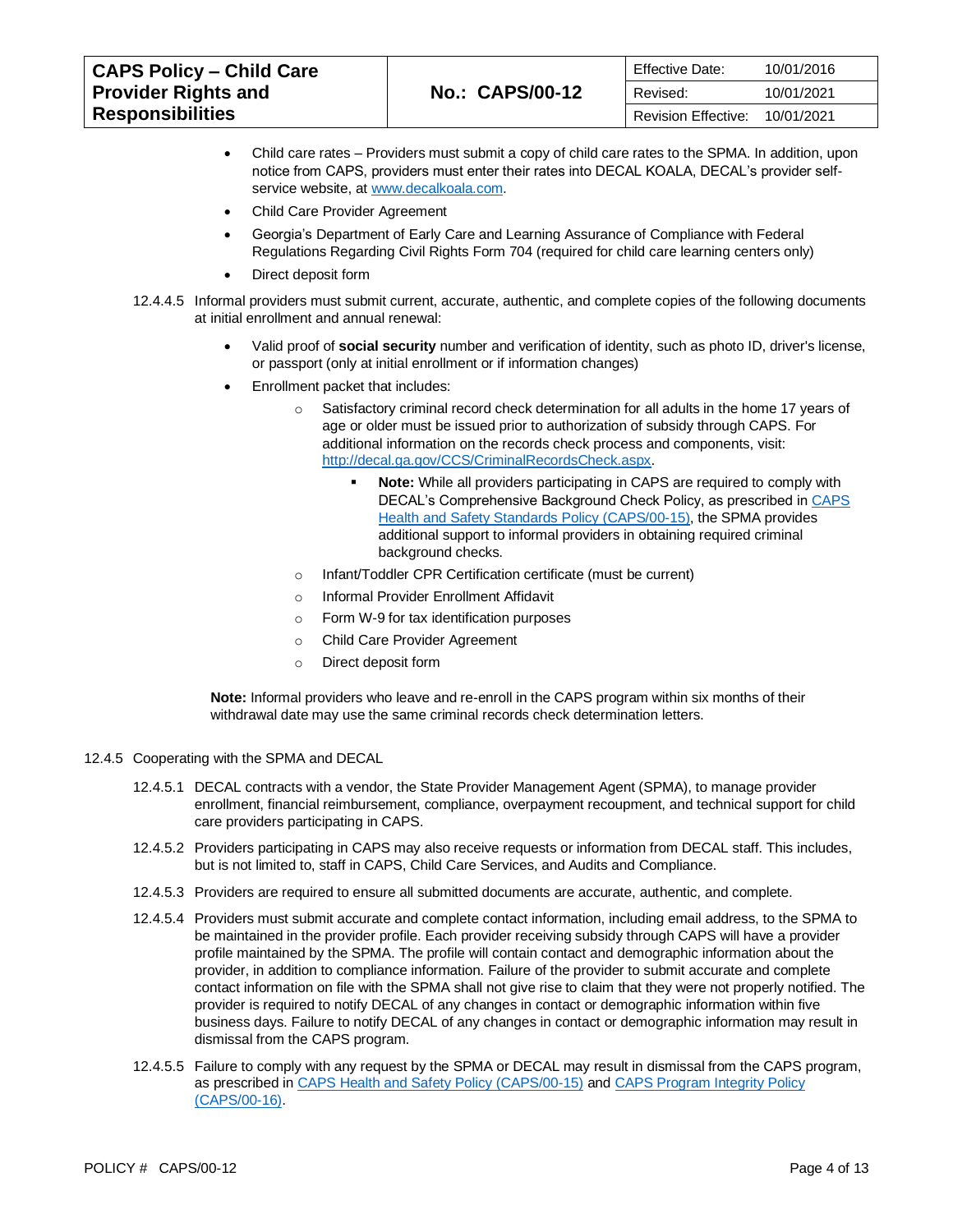- Child care rates – Providers must submit a copy of child care rates to the SPMA. In addition, upon notice from CAPS, providers must enter their rates into DECAL KOALA, DECAL's provider self-service website, at [www.decalkoala.com](www.decalkoala.com).
- Child Care Provider Agreement
- Georgia's Department of Early Care and Learning Assurance of Compliance with Federal Regulations Regarding Civil Rights Form 704 (required for child care learning centers only)
- Direct deposit form

12.4.4.5 Informal providers must submit current, accurate, authentic, and complete copies of the following documents at initial enrollment and annual renewal:

- Valid proof of **social security** number and verification of identity, such as photo ID, driver's license, or passport (only at initial enrollment or if information changes)
- Enrollment packet that includes:
    - Satisfactory criminal record check determination for all adults in the home 17 years of age or older must be issued prior to authorization of subsidy through CAPS. For additional information on the records check process and components, visit: [http://decal.ga.gov/CCS/CriminalRecordsCheck.aspx](http://decal.ga.gov/CCS/CriminalRecordsCheck.aspx).
        - **Note:** While all providers participating in CAPS are required to comply with DECAL's Comprehensive Background Check Policy, as prescribed in CAPS Health and Safety Standards Policy (CAPS/00-15), the SPMA provides additional support to informal providers in obtaining required criminal background checks.
    - Infant/Toddler CPR Certification certificate (must be current)
    - Informal Provider Enrollment Affidavit
    - Form W-9 for tax identification purposes
    - Child Care Provider Agreement
    - Direct deposit form

**Note:** Informal providers who leave and re-enroll in the CAPS program within six months of their withdrawal date may use the same criminal records check determination letters.

12.4.5 Cooperating with the SPMA and DECAL

12.4.5.1 DECAL contracts with a vendor, the State Provider Management Agent (SPMA), to manage provider enrollment, financial reimbursement, compliance, overpayment recoupment, and technical support for child care providers participating in CAPS.

12.4.5.2 Providers participating in CAPS may also receive requests or information from DECAL staff. This includes, but is not limited to, staff in CAPS, Child Care Services, and Audits and Compliance.

12.4.5.3 Providers are required to ensure all submitted documents are accurate, authentic, and complete.

12.4.5.4 Providers must submit accurate and complete contact information, including email address, to the SPMA to be maintained in the provider profile. Each provider receiving subsidy through CAPS will have a provider profile maintained by the SPMA. The profile will contain contact and demographic information about the provider, in addition to compliance information. Failure of the provider to submit accurate and complete contact information on file with the SPMA shall not give rise to claim that they were not properly notified. The provider is required to notify DECAL of any changes in contact or demographic information within five business days. Failure to notify DECAL of any changes in contact or demographic information may result in dismissal from the CAPS program.

12.4.5.5 Failure to comply with any request by the SPMA or DECAL may result in dismissal from the CAPS program, as prescribed in CAPS Health and Safety Policy (CAPS/00-15) and CAPS Program Integrity Policy (CAPS/00-16).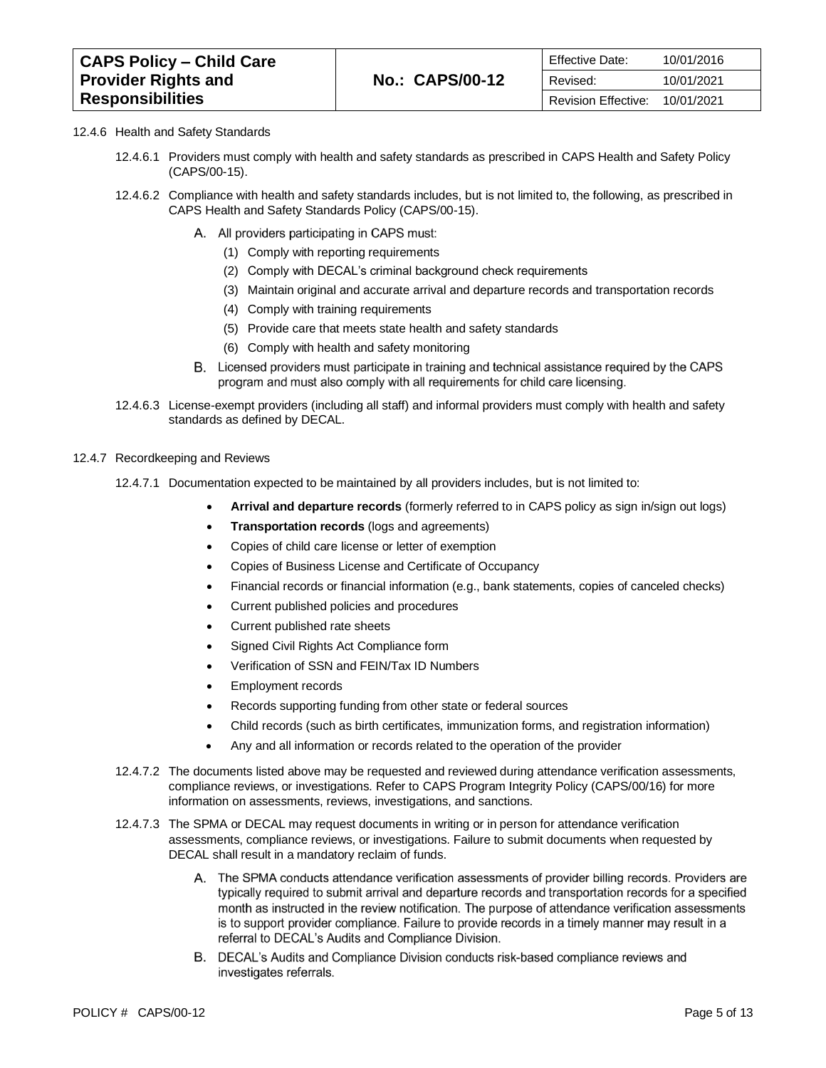12.4.6 Health and Safety Standards

12.4.6.1 Providers must comply with health and safety standards as prescribed in CAPS Health and Safety Policy (CAPS/00-15).

12.4.6.2 Compliance with health and safety standards includes, but is not limited to, the following, as prescribed in CAPS Health and Safety Standards Policy (CAPS/00-15).

A. All providers participating in CAPS must:

(1) Comply with reporting requirements

(2) Comply with DECAL's criminal background check requirements

(3) Maintain original and accurate arrival and departure records and transportation records

(4) Comply with training requirements

(5) Provide care that meets state health and safety standards

(6) Comply with health and safety monitoring

B. Licensed providers must participate in training and technical assistance required by the CAPS program and must also comply with all requirements for child care licensing.

12.4.6.3 License-exempt providers (including all staff) and informal providers must comply with health and safety standards as defined by DECAL.

12.4.7 Recordkeeping and Reviews

12.4.7.1 Documentation expected to be maintained by all providers includes, but is not limited to:

- **Arrival and departure records** (formerly referred to in CAPS policy as sign in/sign out logs)
- **Transportation records** (logs and agreements)
- Copies of child care license or letter of exemption
- Copies of Business License and Certificate of Occupancy
- Financial records or financial information (e.g., bank statements, copies of canceled checks)
- Current published policies and procedures
- Current published rate sheets
- Signed Civil Rights Act Compliance form
- Verification of SSN and FEIN/Tax ID Numbers
- Employment records
- Records supporting funding from other state or federal sources
- Child records (such as birth certificates, immunization forms, and registration information)
- Any and all information or records related to the operation of the provider

12.4.7.2 The documents listed above may be requested and reviewed during attendance verification assessments, compliance reviews, or investigations. Refer to CAPS Program Integrity Policy (CAPS/00/16) for more information on assessments, reviews, investigations, and sanctions.

12.4.7.3 The SPMA or DECAL may request documents in writing or in person for attendance verification assessments, compliance reviews, or investigations. Failure to submit documents when requested by DECAL shall result in a mandatory reclaim of funds.

A. The SPMA conducts attendance verification assessments of provider billing records. Providers are typically required to submit arrival and departure records and transportation records for a specified month as instructed in the review notification. The purpose of attendance verification assessments is to support provider compliance. Failure to provide records in a timely manner may result in a referral to DECAL's Audits and Compliance Division.

B. DECAL's Audits and Compliance Division conducts risk-based compliance reviews and investigates referrals.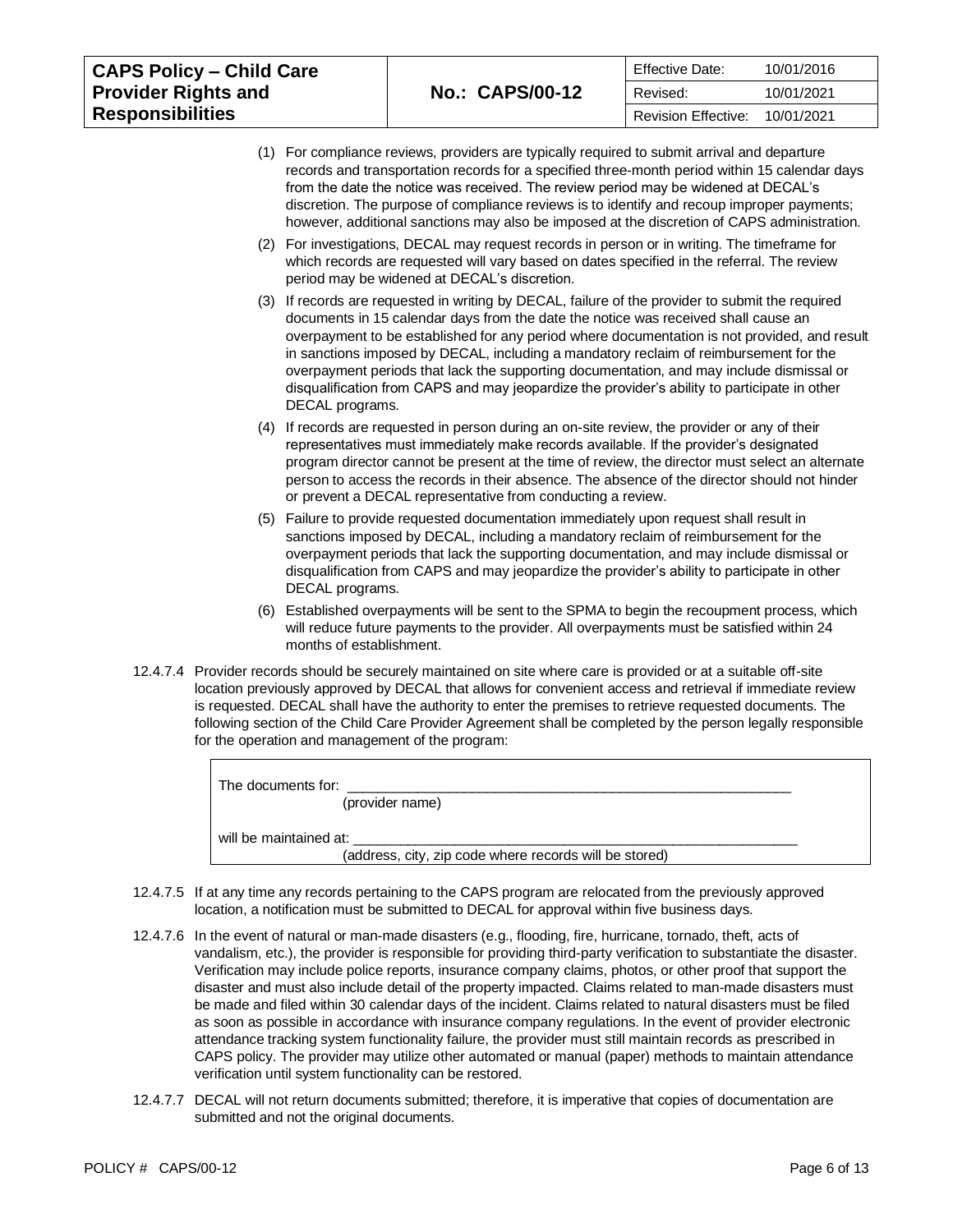(1) For compliance reviews, providers are typically required to submit arrival and departure records and transportation records for a specified three-month period within 15 calendar days from the date the notice was received. The review period may be widened at DECAL's discretion. The purpose of compliance reviews is to identify and recoup improper payments; however, additional sanctions may also be imposed at the discretion of CAPS administration.

(2) For investigations, DECAL may request records in person or in writing. The timeframe for which records are requested will vary based on dates specified in the referral. The review period may be widened at DECAL's discretion.

(3) If records are requested in writing by DECAL, failure of the provider to submit the required documents in 15 calendar days from the date the notice was received shall cause an overpayment to be established for any period where documentation is not provided, and result in sanctions imposed by DECAL, including a mandatory reclaim of reimbursement for the overpayment periods that lack the supporting documentation, and may include dismissal or disqualification from CAPS and may jeopardize the provider's ability to participate in other DECAL programs.

(4) If records are requested in person during an on-site review, the provider or any of their representatives must immediately make records available. If the provider's designated program director cannot be present at the time of review, the director must select an alternate person to access the records in their absence. The absence of the director should not hinder or prevent a DECAL representative from conducting a review.

(5) Failure to provide requested documentation immediately upon request shall result in sanctions imposed by DECAL, including a mandatory reclaim of reimbursement for the overpayment periods that lack the supporting documentation, and may include dismissal or disqualification from CAPS and may jeopardize the provider's ability to participate in other DECAL programs.

(6) Established overpayments will be sent to the SPMA to begin the recoupment process, which will reduce future payments to the provider. All overpayments must be satisfied within 24 months of establishment.

12.4.7.4 Provider records should be securely maintained on site where care is provided or at a suitable off-site location previously approved by DECAL that allows for convenient access and retrieval if immediate review is requested. DECAL shall have the authority to enter the premises to retrieve requested documents. The following section of the Child Care Provider Agreement shall be completed by the person legally responsible for the operation and management of the program:

| |
|---|
| The documents for: ____________________________________________________________ <br> (provider name) <br><br> will be maintained at: ____________________________________________________________ <br> (address, city, zip code where records will be stored) |

12.4.7.5 If at any time any records pertaining to the CAPS program are relocated from the previously approved location, a notification must be submitted to DECAL for approval within five business days.

12.4.7.6 In the event of natural or man-made disasters (e.g., flooding, fire, hurricane, tornado, theft, acts of vandalism, etc.), the provider is responsible for providing third-party verification to substantiate the disaster. Verification may include police reports, insurance company claims, photos, or other proof that support the disaster and must also include detail of the property impacted. Claims related to man-made disasters must be made and filed within 30 calendar days of the incident. Claims related to natural disasters must be filed as soon as possible in accordance with insurance company regulations. In the event of provider electronic attendance tracking system functionality failure, the provider must still maintain records as prescribed in CAPS policy. The provider may utilize other automated or manual (paper) methods to maintain attendance verification until system functionality can be restored.

12.4.7.7 DECAL will not return documents submitted; therefore, it is imperative that copies of documentation are submitted and not the original documents.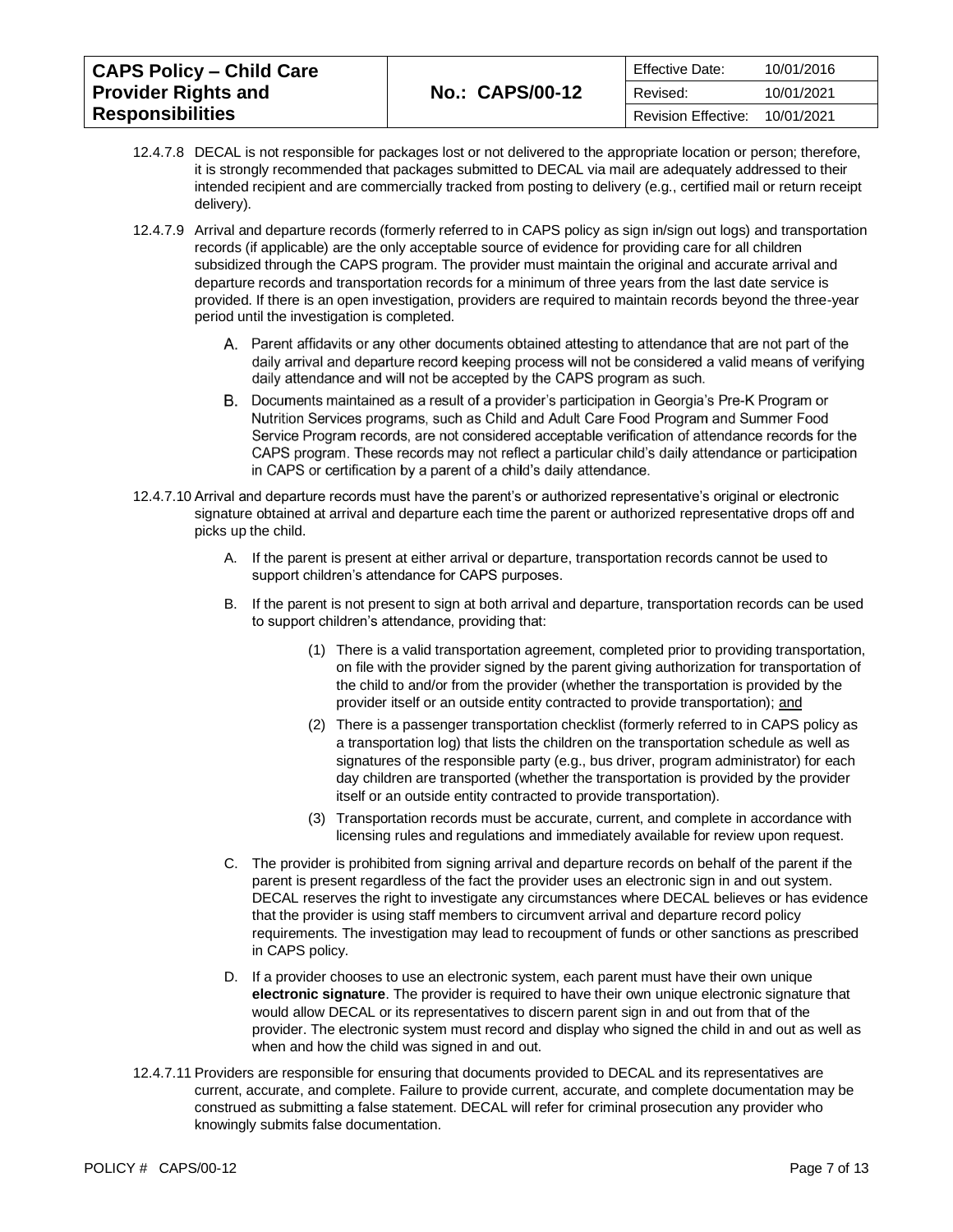12.4.7.8 DECAL is not responsible for packages lost or not delivered to the appropriate location or person; therefore, it is strongly recommended that packages submitted to DECAL via mail are adequately addressed to their intended recipient and are commercially tracked from posting to delivery (e.g., certified mail or return receipt delivery).

12.4.7.9 Arrival and departure records (formerly referred to in CAPS policy as sign in/sign out logs) and transportation records (if applicable) are the only acceptable source of evidence for providing care for all children subsidized through the CAPS program. The provider must maintain the original and accurate arrival and departure records and transportation records for a minimum of three years from the last date service is provided. If there is an open investigation, providers are required to maintain records beyond the three-year period until the investigation is completed.

A. Parent affidavits or any other documents obtained attesting to attendance that are not part of the daily arrival and departure record keeping process will not be considered a valid means of verifying daily attendance and will not be accepted by the CAPS program as such.

B. Documents maintained as a result of a provider's participation in Georgia's Pre-K Program or Nutrition Services programs, such as Child and Adult Care Food Program and Summer Food Service Program records, are not considered acceptable verification of attendance records for the CAPS program. These records may not reflect a particular child's daily attendance or participation in CAPS or certification by a parent of a child's daily attendance.

12.4.7.10 Arrival and departure records must have the parent's or authorized representative's original or electronic signature obtained at arrival and departure each time the parent or authorized representative drops off and picks up the child.

A. If the parent is present at either arrival or departure, transportation records cannot be used to support children's attendance for CAPS purposes.

B. If the parent is not present to sign at both arrival and departure, transportation records can be used to support children's attendance, providing that:

(1) There is a valid transportation agreement, completed prior to providing transportation, on file with the provider signed by the parent giving authorization for transportation of the child to and/or from the provider (whether the transportation is provided by the provider itself or an outside entity contracted to provide transportation); and

(2) There is a passenger transportation checklist (formerly referred to in CAPS policy as a transportation log) that lists the children on the transportation schedule as well as signatures of the responsible party (e.g., bus driver, program administrator) for each day children are transported (whether the transportation is provided by the provider itself or an outside entity contracted to provide transportation).

(3) Transportation records must be accurate, current, and complete in accordance with licensing rules and regulations and immediately available for review upon request.

C. The provider is prohibited from signing arrival and departure records on behalf of the parent if the parent is present regardless of the fact the provider uses an electronic sign in and out system. DECAL reserves the right to investigate any circumstances where DECAL believes or has evidence that the provider is using staff members to circumvent arrival and departure record policy requirements. The investigation may lead to recoupment of funds or other sanctions as prescribed in CAPS policy.

D. If a provider chooses to use an electronic system, each parent must have their own unique **electronic signature**. The provider is required to have their own unique electronic signature that would allow DECAL or its representatives to discern parent sign in and out from that of the provider. The electronic system must record and display who signed the child in and out as well as when and how the child was signed in and out.

12.4.7.11 Providers are responsible for ensuring that documents provided to DECAL and its representatives are current, accurate, and complete. Failure to provide current, accurate, and complete documentation may be construed as submitting a false statement. DECAL will refer for criminal prosecution any provider who knowingly submits false documentation.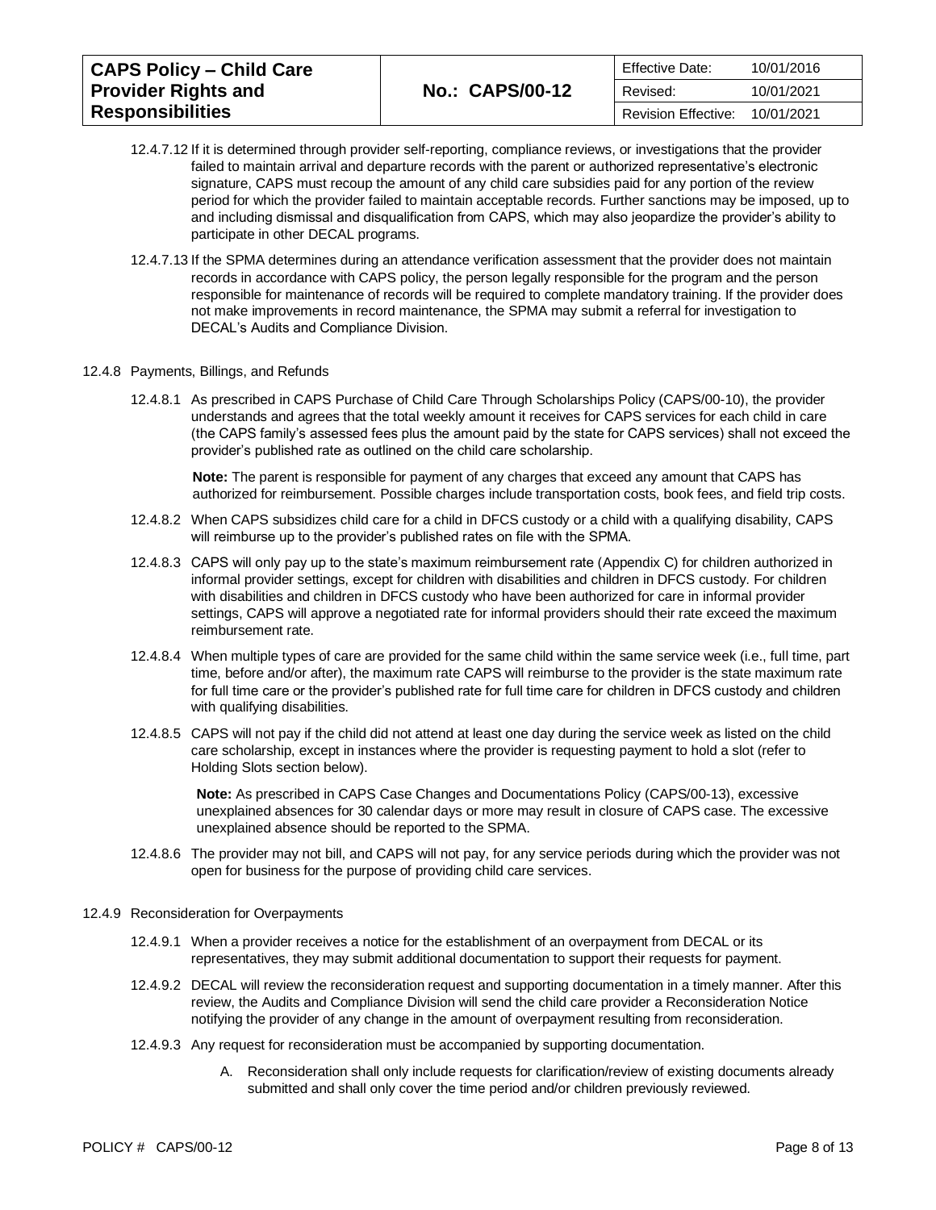12.4.7.12 If it is determined through provider self-reporting, compliance reviews, or investigations that the provider failed to maintain arrival and departure records with the parent or authorized representative's electronic signature, CAPS must recoup the amount of any child care subsidies paid for any portion of the review period for which the provider failed to maintain acceptable records. Further sanctions may be imposed, up to and including dismissal and disqualification from CAPS, which may also jeopardize the provider's ability to participate in other DECAL programs.

12.4.7.13 If the SPMA determines during an attendance verification assessment that the provider does not maintain records in accordance with CAPS policy, the person legally responsible for the program and the person responsible for maintenance of records will be required to complete mandatory training. If the provider does not make improvements in record maintenance, the SPMA may submit a referral for investigation to DECAL's Audits and Compliance Division.

12.4.8 Payments, Billings, and Refunds

12.4.8.1 As prescribed in CAPS Purchase of Child Care Through Scholarships Policy (CAPS/00-10), the provider understands and agrees that the total weekly amount it receives for CAPS services for each child in care (the CAPS family's assessed fees plus the amount paid by the state for CAPS services) shall not exceed the provider's published rate as outlined on the child care scholarship.

**Note:** The parent is responsible for payment of any charges that exceed any amount that CAPS has authorized for reimbursement. Possible charges include transportation costs, book fees, and field trip costs.

12.4.8.2 When CAPS subsidizes child care for a child in DFCS custody or a child with a qualifying disability, CAPS will reimburse up to the provider's published rates on file with the SPMA.

12.4.8.3 CAPS will only pay up to the state's maximum reimbursement rate (Appendix C) for children authorized in informal provider settings, except for children with disabilities and children in DFCS custody. For children with disabilities and children in DFCS custody who have been authorized for care in informal provider settings, CAPS will approve a negotiated rate for informal providers should their rate exceed the maximum reimbursement rate.

12.4.8.4 When multiple types of care are provided for the same child within the same service week (i.e., full time, part time, before and/or after), the maximum rate CAPS will reimburse to the provider is the state maximum rate for full time care or the provider's published rate for full time care for children in DFCS custody and children with qualifying disabilities.

12.4.8.5 CAPS will not pay if the child did not attend at least one day during the service week as listed on the child care scholarship, except in instances where the provider is requesting payment to hold a slot (refer to Holding Slots section below).

**Note:** As prescribed in CAPS Case Changes and Documentations Policy (CAPS/00-13), excessive unexplained absences for 30 calendar days or more may result in closure of CAPS case. The excessive unexplained absence should be reported to the SPMA.

12.4.8.6 The provider may not bill, and CAPS will not pay, for any service periods during which the provider was not open for business for the purpose of providing child care services.

12.4.9 Reconsideration for Overpayments

12.4.9.1 When a provider receives a notice for the establishment of an overpayment from DECAL or its representatives, they may submit additional documentation to support their requests for payment.

12.4.9.2 DECAL will review the reconsideration request and supporting documentation in a timely manner. After this review, the Audits and Compliance Division will send the child care provider a Reconsideration Notice notifying the provider of any change in the amount of overpayment resulting from reconsideration.

12.4.9.3 Any request for reconsideration must be accompanied by supporting documentation.

A. Reconsideration shall only include requests for clarification/review of existing documents already submitted and shall only cover the time period and/or children previously reviewed.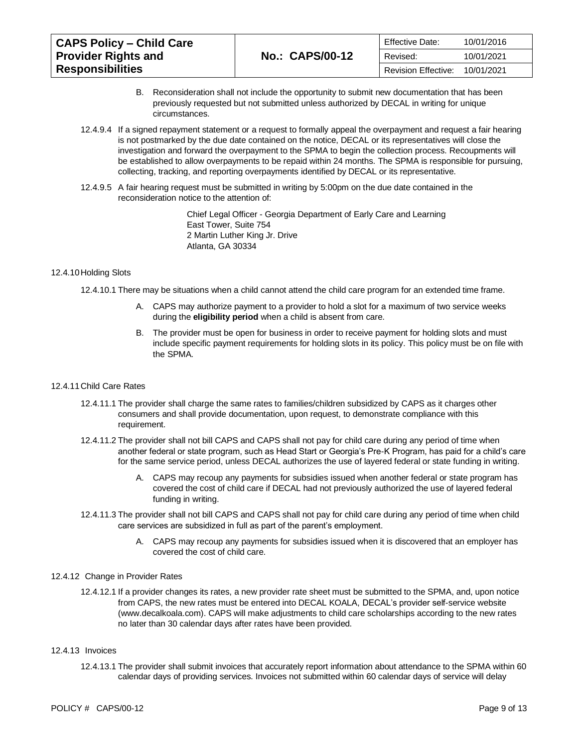B. Reconsideration shall not include the opportunity to submit new documentation that has been previously requested but not submitted unless authorized by DECAL in writing for unique circumstances.

12.4.9.4 If a signed repayment statement or a request to formally appeal the overpayment and request a fair hearing is not postmarked by the due date contained on the notice, DECAL or its representatives will close the investigation and forward the overpayment to the SPMA to begin the collection process. Recoupments will be established to allow overpayments to be repaid within 24 months. The SPMA is responsible for pursuing, collecting, tracking, and reporting overpayments identified by DECAL or its representative.

12.4.9.5 A fair hearing request must be submitted in writing by 5:00pm on the due date contained in the reconsideration notice to the attention of:

Chief Legal Officer - Georgia Department of Early Care and Learning
East Tower, Suite 754
2 Martin Luther King Jr. Drive
Atlanta, GA 30334

12.4.10 Holding Slots

12.4.10.1 There may be situations when a child cannot attend the child care program for an extended time frame.

A. CAPS may authorize payment to a provider to hold a slot for a maximum of two service weeks during the **eligibility period** when a child is absent from care.

B. The provider must be open for business in order to receive payment for holding slots and must include specific payment requirements for holding slots in its policy. This policy must be on file with the SPMA.

12.4.11 Child Care Rates

12.4.11.1 The provider shall charge the same rates to families/children subsidized by CAPS as it charges other consumers and shall provide documentation, upon request, to demonstrate compliance with this requirement.

12.4.11.2 The provider shall not bill CAPS and CAPS shall not pay for child care during any period of time when another federal or state program, such as Head Start or Georgia's Pre-K Program, has paid for a child's care for the same service period, unless DECAL authorizes the use of layered federal or state funding in writing.

A. CAPS may recoup any payments for subsidies issued when another federal or state program has covered the cost of child care if DECAL had not previously authorized the use of layered federal funding in writing.

12.4.11.3 The provider shall not bill CAPS and CAPS shall not pay for child care during any period of time when child care services are subsidized in full as part of the parent's employment.

A. CAPS may recoup any payments for subsidies issued when it is discovered that an employer has covered the cost of child care.

12.4.12 Change in Provider Rates

12.4.12.1 If a provider changes its rates, a new provider rate sheet must be submitted to the SPMA, and, upon notice from CAPS, the new rates must be entered into DECAL KOALA, DECAL's provider self-service website (www.decalkoala.com). CAPS will make adjustments to child care scholarships according to the new rates no later than 30 calendar days after rates have been provided.

12.4.13 Invoices

12.4.13.1 The provider shall submit invoices that accurately report information about attendance to the SPMA within 60 calendar days of providing services. Invoices not submitted within 60 calendar days of service will delay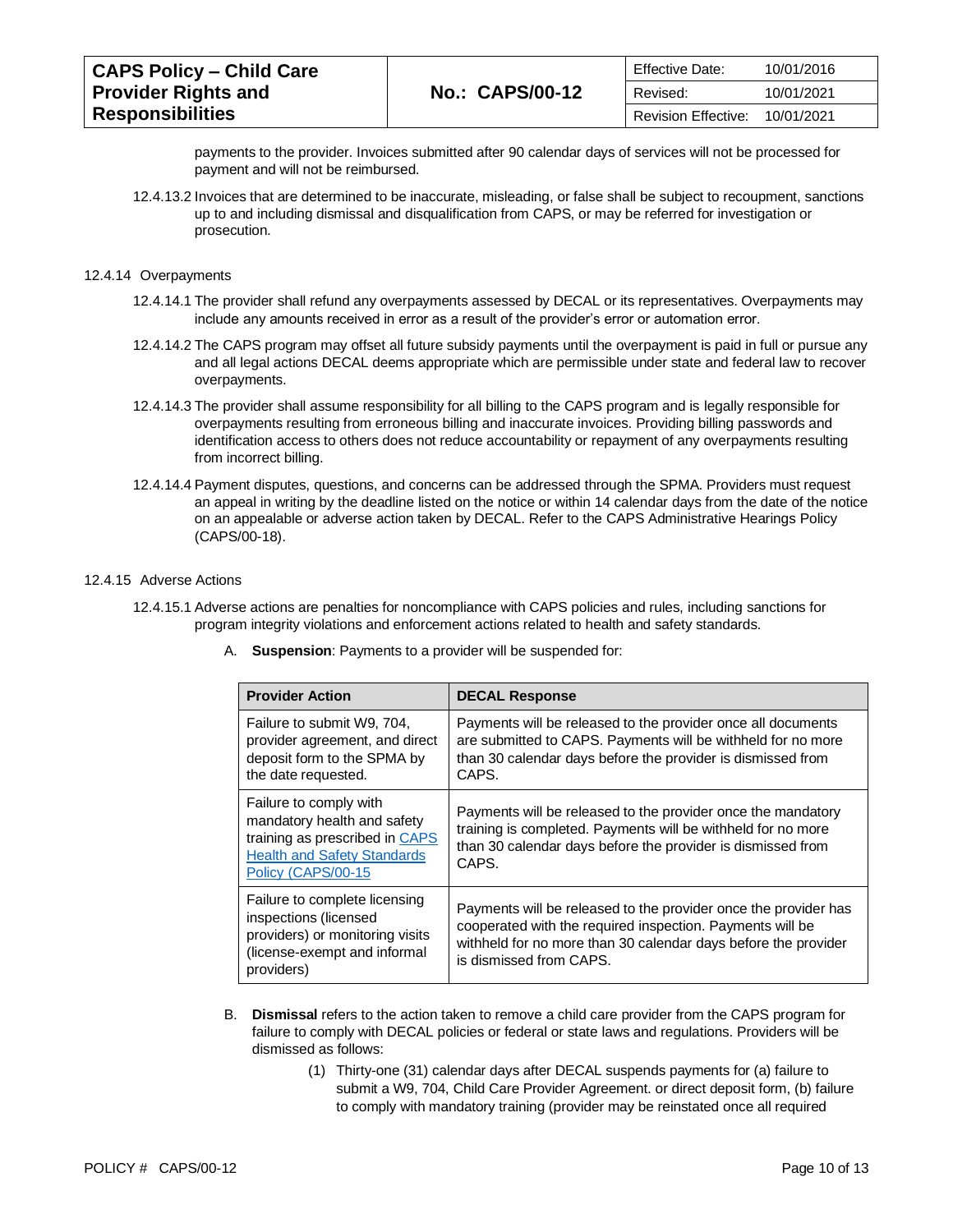payments to the provider. Invoices submitted after 90 calendar days of services will not be processed for payment and will not be reimbursed.

12.4.13.2 Invoices that are determined to be inaccurate, misleading, or false shall be subject to recoupment, sanctions up to and including dismissal and disqualification from CAPS, or may be referred for investigation or prosecution.

12.4.14 Overpayments

12.4.14.1 The provider shall refund any overpayments assessed by DECAL or its representatives. Overpayments may include any amounts received in error as a result of the provider's error or automation error.

12.4.14.2 The CAPS program may offset all future subsidy payments until the overpayment is paid in full or pursue any and all legal actions DECAL deems appropriate which are permissible under state and federal law to recover overpayments.

12.4.14.3 The provider shall assume responsibility for all billing to the CAPS program and is legally responsible for overpayments resulting from erroneous billing and inaccurate invoices. Providing billing passwords and identification access to others does not reduce accountability or repayment of any overpayments resulting from incorrect billing.

12.4.14.4 Payment disputes, questions, and concerns can be addressed through the SPMA. Providers must request an appeal in writing by the deadline listed on the notice or within 14 calendar days from the date of the notice on an appealable or adverse action taken by DECAL. Refer to the CAPS Administrative Hearings Policy (CAPS/00-18).

12.4.15 Adverse Actions

12.4.15.1 Adverse actions are penalties for noncompliance with CAPS policies and rules, including sanctions for program integrity violations and enforcement actions related to health and safety standards.

A. **Suspension**: Payments to a provider will be suspended for:

| Provider Action | DECAL Response |
|---|---|
| Failure to submit W9, 704, provider agreement, and direct deposit form to the SPMA by the date requested. | Payments will be released to the provider once all documents are submitted to CAPS. Payments will be withheld for no more than 30 calendar days before the provider is dismissed from CAPS. |
| Failure to comply with mandatory health and safety training as prescribed in CAPS Health and Safety Standards Policy (CAPS/00-15 | Payments will be released to the provider once the mandatory training is completed. Payments will be withheld for no more than 30 calendar days before the provider is dismissed from CAPS. |
| Failure to complete licensing inspections (licensed providers) or monitoring visits (license-exempt and informal providers) | Payments will be released to the provider once the provider has cooperated with the required inspection. Payments will be withheld for no more than 30 calendar days before the provider is dismissed from CAPS. |

B. **Dismissal** refers to the action taken to remove a child care provider from the CAPS program for failure to comply with DECAL policies or federal or state laws and regulations. Providers will be dismissed as follows:

(1) Thirty-one (31) calendar days after DECAL suspends payments for (a) failure to submit a W9, 704, Child Care Provider Agreement. or direct deposit form, (b) failure to comply with mandatory training (provider may be reinstated once all required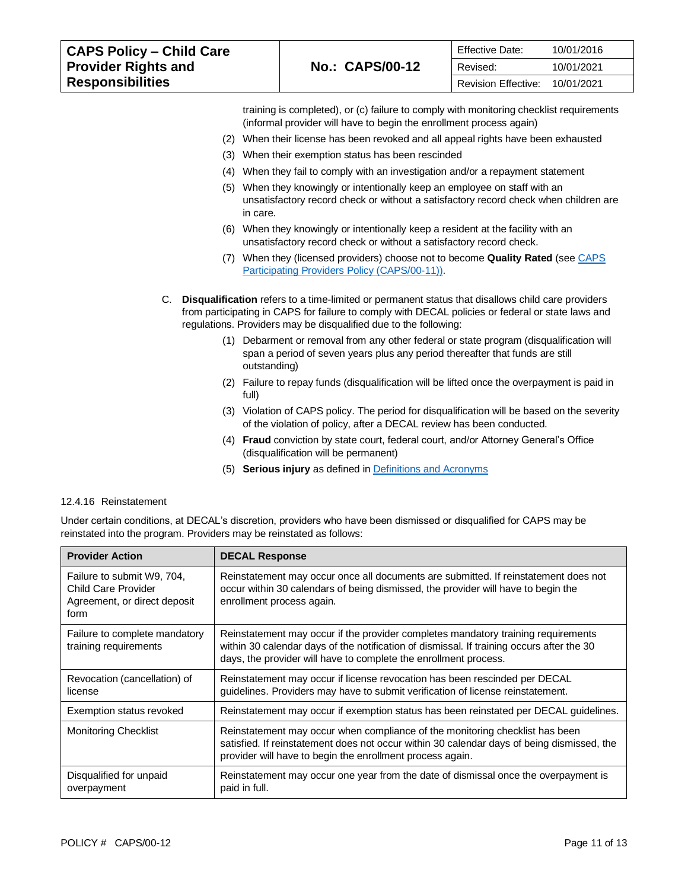training is completed), or (c) failure to comply with monitoring checklist requirements (informal provider will have to begin the enrollment process again)

(2) When their license has been revoked and all appeal rights have been exhausted

(3) When their exemption status has been rescinded

(4) When they fail to comply with an investigation and/or a repayment statement

(5) When they knowingly or intentionally keep an employee on staff with an unsatisfactory record check or without a satisfactory record check when children are in care.

(6) When they knowingly or intentionally keep a resident at the facility with an unsatisfactory record check or without a satisfactory record check.

(7) When they (licensed providers) choose not to become **Quality Rated** (see [CAPS Participating Providers Policy (CAPS/00-11))](#).

C. **Disqualification** refers to a time-limited or permanent status that disallows child care providers from participating in CAPS for failure to comply with DECAL policies or federal or state laws and regulations. Providers may be disqualified due to the following:

(1) Debarment or removal from any other federal or state program (disqualification will span a period of seven years plus any period thereafter that funds are still outstanding)

(2) Failure to repay funds (disqualification will be lifted once the overpayment is paid in full)

(3) Violation of CAPS policy. The period for disqualification will be based on the severity of the violation of policy, after a DECAL review has been conducted.

(4) **Fraud** conviction by state court, federal court, and/or Attorney General's Office (disqualification will be permanent)

(5) **Serious injury** as defined in [Definitions and Acronyms](#)

12.4.16 Reinstatement

Under certain conditions, at DECAL's discretion, providers who have been dismissed or disqualified for CAPS may be reinstated into the program. Providers may be reinstated as follows:

| Provider Action | DECAL Response |
|---|---|
| Failure to submit W9, 704, Child Care Provider Agreement, or direct deposit form | Reinstatement may occur once all documents are submitted. If reinstatement does not occur within 30 calendars of being dismissed, the provider will have to begin the enrollment process again. |
| Failure to complete mandatory training requirements | Reinstatement may occur if the provider completes mandatory training requirements within 30 calendar days of the notification of dismissal. If training occurs after the 30 days, the provider will have to complete the enrollment process. |
| Revocation (cancellation) of license | Reinstatement may occur if license revocation has been rescinded per DECAL guidelines. Providers may have to submit verification of license reinstatement. |
| Exemption status revoked | Reinstatement may occur if exemption status has been reinstated per DECAL guidelines. |
| Monitoring Checklist | Reinstatement may occur when compliance of the monitoring checklist has been satisfied. If reinstatement does not occur within 30 calendar days of being dismissed, the provider will have to begin the enrollment process again. |
| Disqualified for unpaid overpayment | Reinstatement may occur one year from the date of dismissal once the overpayment is paid in full. |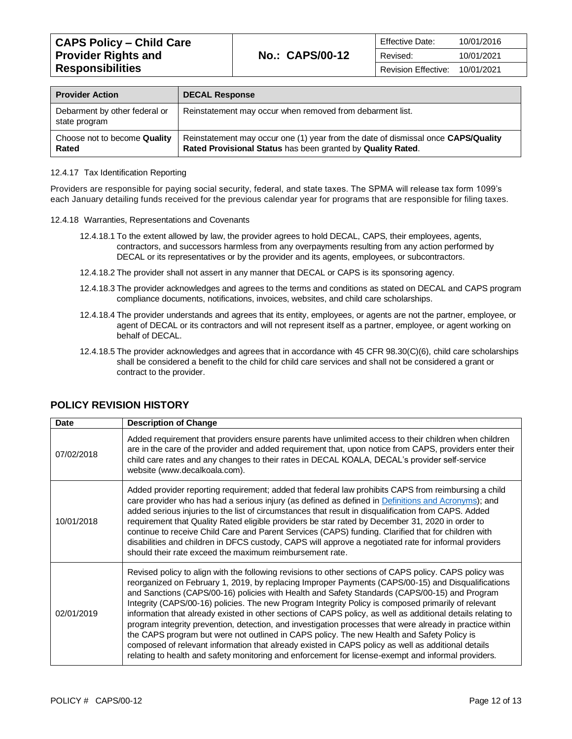| Provider Action | DECAL Response |
|---|---|
| Debarment by other federal or state program | Reinstatement may occur when removed from debarment list. |
| Choose not to become **Quality Rated** | Reinstatement may occur one (1) year from the date of dismissal once **CAPS/Quality Rated Provisional Status** has been granted by **Quality Rated**. |

12.4.17 Tax Identification Reporting

Providers are responsible for paying social security, federal, and state taxes. The SPMA will release tax form 1099's each January detailing funds received for the previous calendar year for programs that are responsible for filing taxes.

12.4.18 Warranties, Representations and Covenants

12.4.18.1 To the extent allowed by law, the provider agrees to hold DECAL, CAPS, their employees, agents, contractors, and successors harmless from any overpayments resulting from any action performed by DECAL or its representatives or by the provider and its agents, employees, or subcontractors.

12.4.18.2 The provider shall not assert in any manner that DECAL or CAPS is its sponsoring agency.

12.4.18.3 The provider acknowledges and agrees to the terms and conditions as stated on DECAL and CAPS program compliance documents, notifications, invoices, websites, and child care scholarships.

12.4.18.4 The provider understands and agrees that its entity, employees, or agents are not the partner, employee, or agent of DECAL or its contractors and will not represent itself as a partner, employee, or agent working on behalf of DECAL.

12.4.18.5 The provider acknowledges and agrees that in accordance with 45 CFR 98.30(C)(6), child care scholarships shall be considered a benefit to the child for child care services and shall not be considered a grant or contract to the provider.

## POLICY REVISION HISTORY

| Date | Description of Change |
|---|---|
| 07/02/2018 | Added requirement that providers ensure parents have unlimited access to their children when children are in the care of the provider and added requirement that, upon notice from CAPS, providers enter their child care rates and any changes to their rates in DECAL KOALA, DECAL's provider self-service website (www.decalkoala.com). |
| 10/01/2018 | Added provider reporting requirement; added that federal law prohibits CAPS from reimbursing a child care provider who has had a serious injury (as defined as defined in Definitions and Acronyms); and added serious injuries to the list of circumstances that result in disqualification from CAPS. Added requirement that Quality Rated eligible providers be star rated by December 31, 2020 in order to continue to receive Child Care and Parent Services (CAPS) funding. Clarified that for children with disabilities and children in DFCS custody, CAPS will approve a negotiated rate for informal providers should their rate exceed the maximum reimbursement rate. |
| 02/01/2019 | Revised policy to align with the following revisions to other sections of CAPS policy. CAPS policy was reorganized on February 1, 2019, by replacing Improper Payments (CAPS/00-15) and Disqualifications and Sanctions (CAPS/00-16) policies with Health and Safety Standards (CAPS/00-15) and Program Integrity (CAPS/00-16) policies. The new Program Integrity Policy is composed primarily of relevant information that already existed in other sections of CAPS policy, as well as additional details relating to program integrity prevention, detection, and investigation processes that were already in practice within the CAPS program but were not outlined in CAPS policy. The new Health and Safety Policy is composed of relevant information that already existed in CAPS policy as well as additional details relating to health and safety monitoring and enforcement for license-exempt and informal providers. |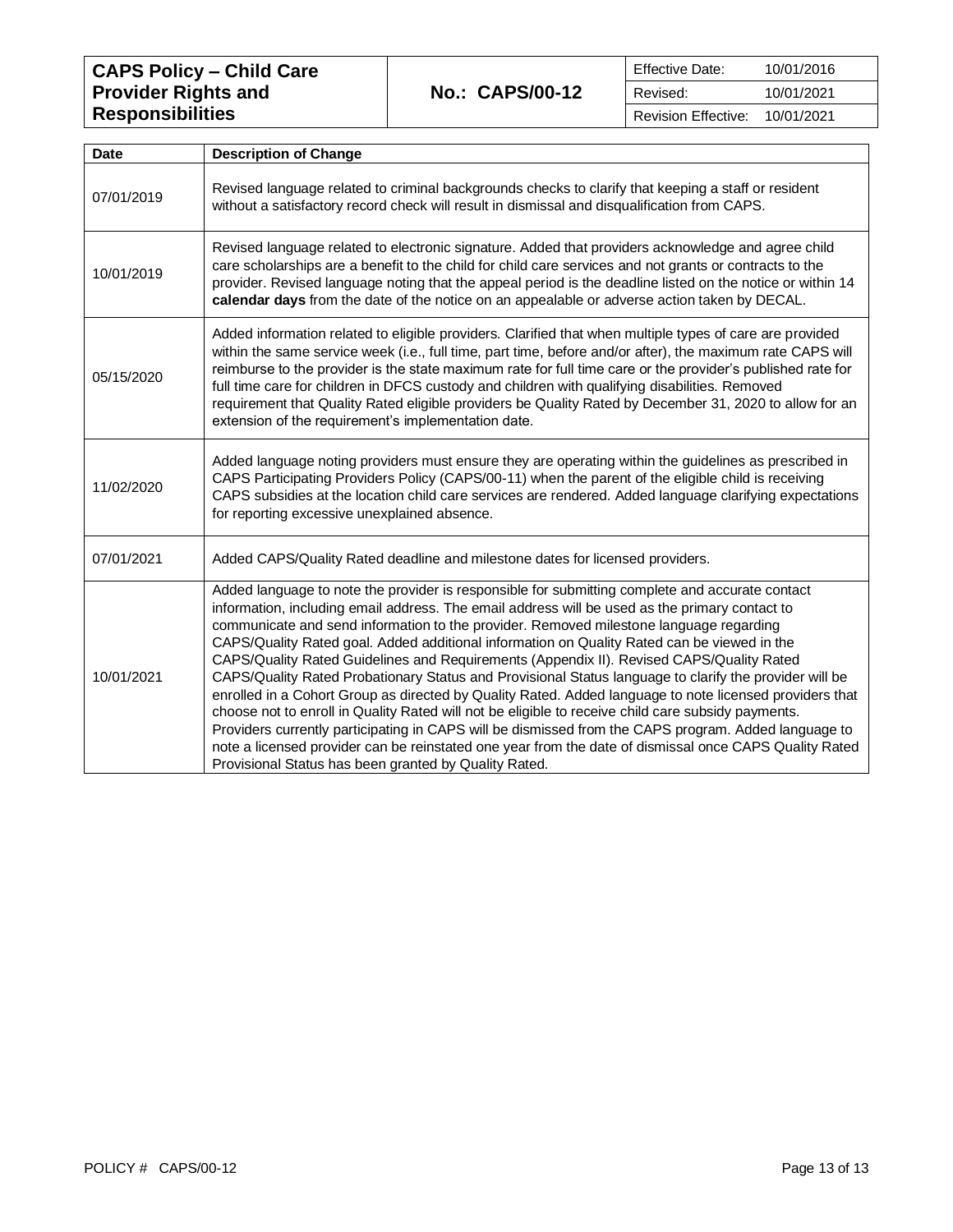| Date | Description of Change |
|---|---|
| 07/01/2019 | Revised language related to criminal backgrounds checks to clarify that keeping a staff or resident without a satisfactory record check will result in dismissal and disqualification from CAPS. |
| 10/01/2019 | Revised language related to electronic signature. Added that providers acknowledge and agree child care scholarships are a benefit to the child for child care services and not grants or contracts to the provider. Revised language noting that the appeal period is the deadline listed on the notice or within 14 **calendar days** from the date of the notice on an appealable or adverse action taken by DECAL. |
| 05/15/2020 | Added information related to eligible providers. Clarified that when multiple types of care are provided within the same service week (i.e., full time, part time, before and/or after), the maximum rate CAPS will reimburse to the provider is the state maximum rate for full time care or the provider's published rate for full time care for children in DFCS custody and children with qualifying disabilities. Removed requirement that Quality Rated eligible providers be Quality Rated by December 31, 2020 to allow for an extension of the requirement's implementation date. |
| 11/02/2020 | Added language noting providers must ensure they are operating within the guidelines as prescribed in CAPS Participating Providers Policy (CAPS/00-11) when the parent of the eligible child is receiving CAPS subsidies at the location child care services are rendered. Added language clarifying expectations for reporting excessive unexplained absence. |
| 07/01/2021 | Added CAPS/Quality Rated deadline and milestone dates for licensed providers. |
| 10/01/2021 | Added language to note the provider is responsible for submitting complete and accurate contact information, including email address. The email address will be used as the primary contact to communicate and send information to the provider. Removed milestone language regarding CAPS/Quality Rated goal. Added additional information on Quality Rated can be viewed in the CAPS/Quality Rated Guidelines and Requirements (Appendix II). Revised CAPS/Quality Rated CAPS/Quality Rated Probationary Status and Provisional Status language to clarify the provider will be enrolled in a Cohort Group as directed by Quality Rated. Added language to note licensed providers that choose not to enroll in Quality Rated will not be eligible to receive child care subsidy payments. Providers currently participating in CAPS will be dismissed from the CAPS program. Added language to note a licensed provider can be reinstated one year from the date of dismissal once CAPS Quality Rated Provisional Status has been granted by Quality Rated. |